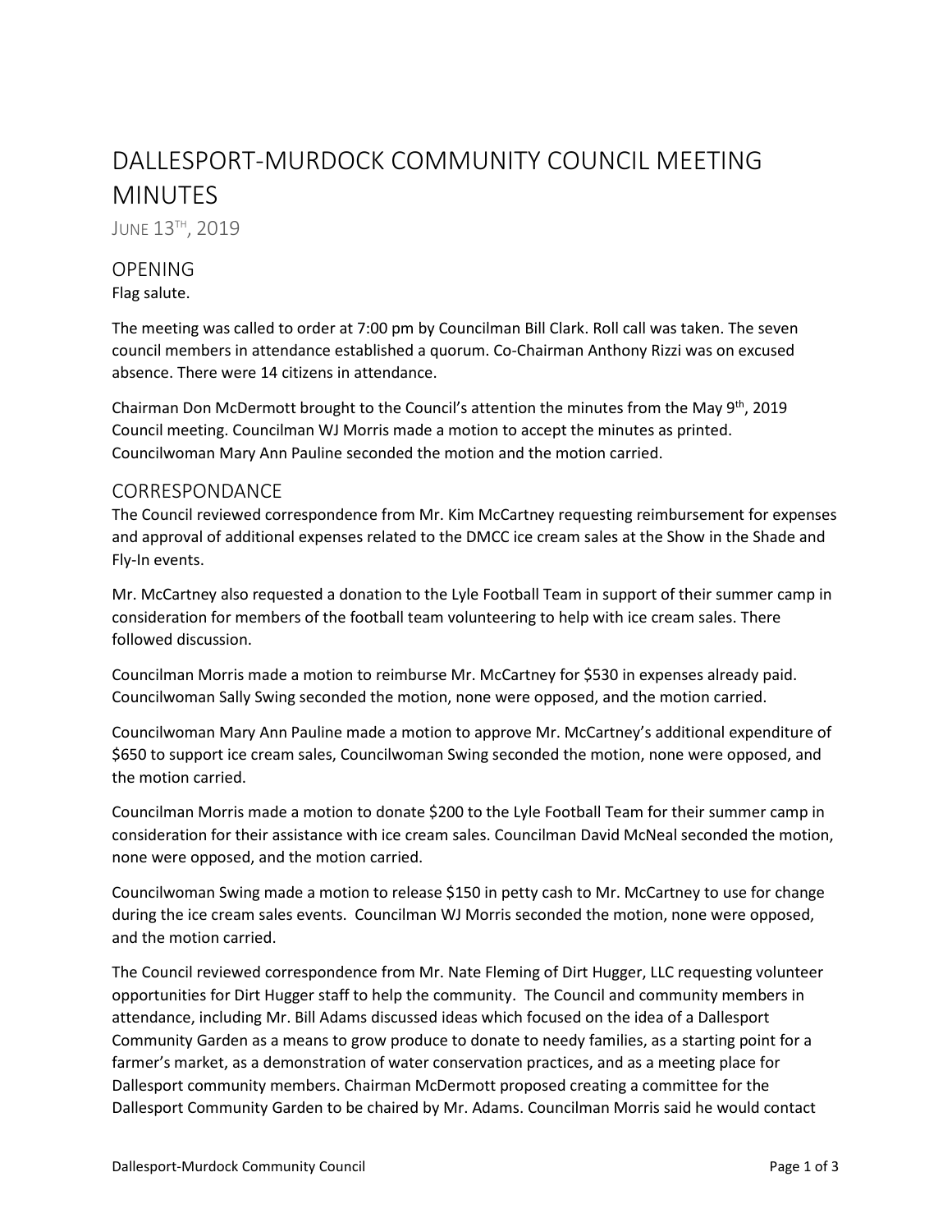# DALLESPORT-MURDOCK COMMUNITY COUNCIL MEETING MINUTES

JUNE 13TH, 2019

## OPENING

Flag salute.

The meeting was called to order at 7:00 pm by Councilman Bill Clark. Roll call was taken. The seven council members in attendance established a quorum. Co-Chairman Anthony Rizzi was on excused absence. There were 14 citizens in attendance.

Chairman Don McDermott brought to the Council's attention the minutes from the May 9th, 2019 Council meeting. Councilman WJ Morris made a motion to accept the minutes as printed. Councilwoman Mary Ann Pauline seconded the motion and the motion carried.

## CORRESPONDANCE

The Council reviewed correspondence from Mr. Kim McCartney requesting reimbursement for expenses and approval of additional expenses related to the DMCC ice cream sales at the Show in the Shade and Fly-In events.

Mr. McCartney also requested a donation to the Lyle Football Team in support of their summer camp in consideration for members of the football team volunteering to help with ice cream sales. There followed discussion.

Councilman Morris made a motion to reimburse Mr. McCartney for $530 in expenses already paid. Councilwoman Sally Swing seconded the motion, none were opposed, and the motion carried.

Councilwoman Mary Ann Pauline made a motion to approve Mr. McCartney's additional expenditure of $650 to support ice cream sales, Councilwoman Swing seconded the motion, none were opposed, and the motion carried.

Councilman Morris made a motion to donate $200 to the Lyle Football Team for their summer camp in consideration for their assistance with ice cream sales. Councilman David McNeal seconded the motion, none were opposed, and the motion carried.

Councilwoman Swing made a motion to release $150 in petty cash to Mr. McCartney to use for change during the ice cream sales events. Councilman WJ Morris seconded the motion, none were opposed, and the motion carried.

The Council reviewed correspondence from Mr. Nate Fleming of Dirt Hugger, LLC requesting volunteer opportunities for Dirt Hugger staff to help the community. The Council and community members in attendance, including Mr. Bill Adams discussed ideas which focused on the idea of a Dallesport Community Garden as a means to grow produce to donate to needy families, as a starting point for a farmer's market, as a demonstration of water conservation practices, and as a meeting place for Dallesport community members. Chairman McDermott proposed creating a committee for the Dallesport Community Garden to be chaired by Mr. Adams. Councilman Morris said he would contact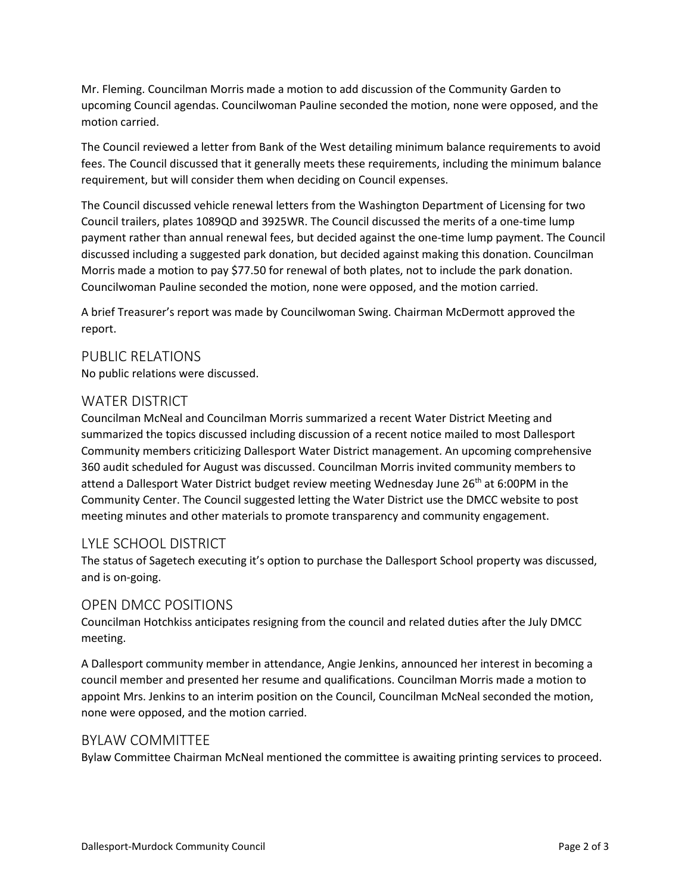Mr. Fleming. Councilman Morris made a motion to add discussion of the Community Garden to upcoming Council agendas. Councilwoman Pauline seconded the motion, none were opposed, and the motion carried.

The Council reviewed a letter from Bank of the West detailing minimum balance requirements to avoid fees. The Council discussed that it generally meets these requirements, including the minimum balance requirement, but will consider them when deciding on Council expenses.

The Council discussed vehicle renewal letters from the Washington Department of Licensing for two Council trailers, plates 1089QD and 3925WR. The Council discussed the merits of a one-time lump payment rather than annual renewal fees, but decided against the one-time lump payment. The Council discussed including a suggested park donation, but decided against making this donation. Councilman Morris made a motion to pay $77.50 for renewal of both plates, not to include the park donation. Councilwoman Pauline seconded the motion, none were opposed, and the motion carried.

A brief Treasurer's report was made by Councilwoman Swing. Chairman McDermott approved the report.

## PUBLIC RELATIONS

No public relations were discussed.

## WATER DISTRICT

Councilman McNeal and Councilman Morris summarized a recent Water District Meeting and summarized the topics discussed including discussion of a recent notice mailed to most Dallesport Community members criticizing Dallesport Water District management. An upcoming comprehensive 360 audit scheduled for August was discussed. Councilman Morris invited community members to attend a Dallesport Water District budget review meeting Wednesday June 26th at 6:00PM in the Community Center. The Council suggested letting the Water District use the DMCC website to post meeting minutes and other materials to promote transparency and community engagement.

## LYLE SCHOOL DISTRICT

The status of Sagetech executing it's option to purchase the Dallesport School property was discussed, and is on-going.

## OPEN DMCC POSITIONS

Councilman Hotchkiss anticipates resigning from the council and related duties after the July DMCC meeting.

A Dallesport community member in attendance, Angie Jenkins, announced her interest in becoming a council member and presented her resume and qualifications. Councilman Morris made a motion to appoint Mrs. Jenkins to an interim position on the Council, Councilman McNeal seconded the motion, none were opposed, and the motion carried.

## BYLAW COMMITTEE

Bylaw Committee Chairman McNeal mentioned the committee is awaiting printing services to proceed.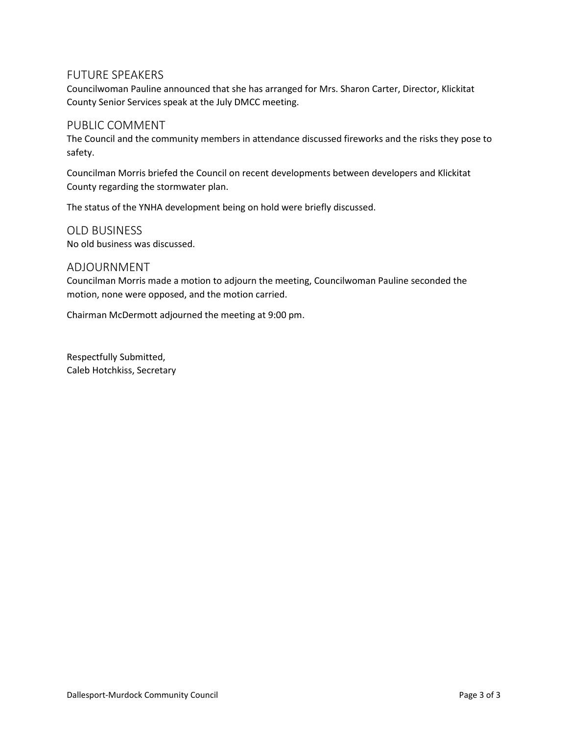## FUTURE SPEAKERS

Councilwoman Pauline announced that she has arranged for Mrs. Sharon Carter, Director, Klickitat County Senior Services speak at the July DMCC meeting.

## PUBLIC COMMENT

The Council and the community members in attendance discussed fireworks and the risks they pose to safety.

Councilman Morris briefed the Council on recent developments between developers and Klickitat County regarding the stormwater plan.

The status of the YNHA development being on hold were briefly discussed.

## OLD BUSINESS

No old business was discussed.

## ADJOURNMENT

Councilman Morris made a motion to adjourn the meeting, Councilwoman Pauline seconded the motion, none were opposed, and the motion carried.

Chairman McDermott adjourned the meeting at 9:00 pm.

Respectfully Submitted,
Caleb Hotchkiss, Secretary